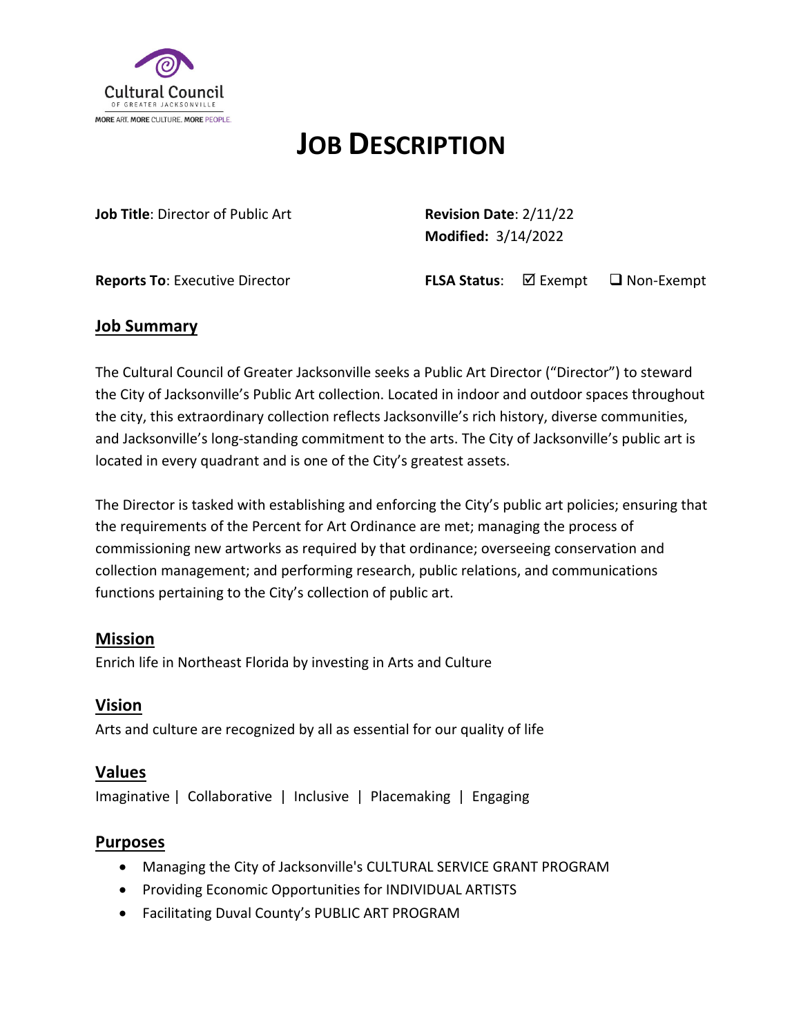Cultural Council OF GREATER JACKSONVILLE

MORE ART. MORE CULTURE. MORE PEOPLE.

# JOB DESCRIPTION

**Job Title**: Director of Public Art

**Revision Date**: 2/11/22
**Modified:** 3/14/2022

**Reports To**: Executive Director

**FLSA Status**: ☑ Exempt ☐ Non-Exempt

## Job Summary

The Cultural Council of Greater Jacksonville seeks a Public Art Director ("Director") to steward the City of Jacksonville's Public Art collection. Located in indoor and outdoor spaces throughout the city, this extraordinary collection reflects Jacksonville's rich history, diverse communities, and Jacksonville's long-standing commitment to the arts. The City of Jacksonville's public art is located in every quadrant and is one of the City's greatest assets.

The Director is tasked with establishing and enforcing the City's public art policies; ensuring that the requirements of the Percent for Art Ordinance are met; managing the process of commissioning new artworks as required by that ordinance; overseeing conservation and collection management; and performing research, public relations, and communications functions pertaining to the City's collection of public art.

## Mission

Enrich life in Northeast Florida by investing in Arts and Culture

## Vision

Arts and culture are recognized by all as essential for our quality of life

## Values

Imaginative | Collaborative | Inclusive | Placemaking | Engaging

## Purposes

- Managing the City of Jacksonville's CULTURAL SERVICE GRANT PROGRAM
- Providing Economic Opportunities for INDIVIDUAL ARTISTS
- Facilitating Duval County's PUBLIC ART PROGRAM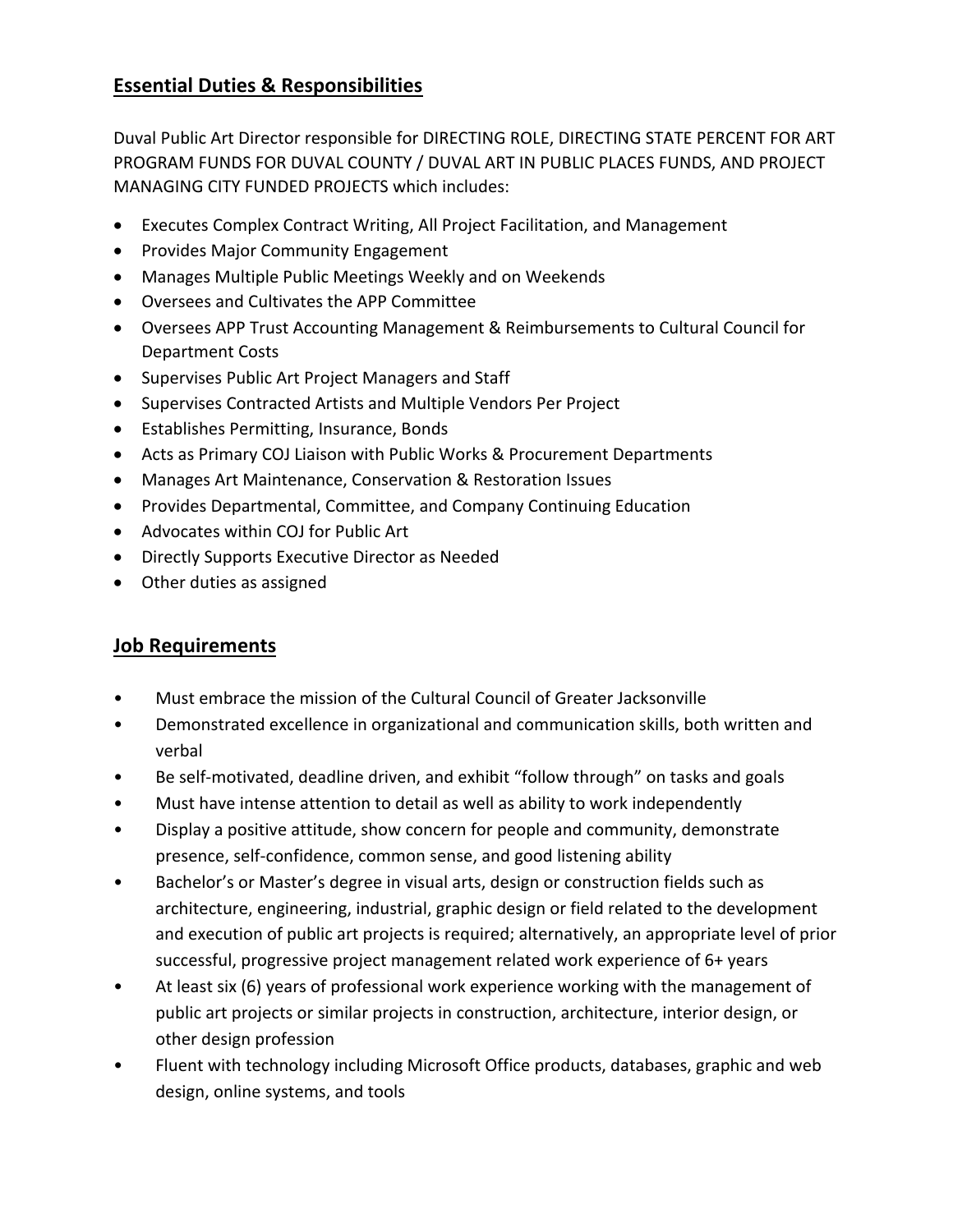## Essential Duties & Responsibilities

Duval Public Art Director responsible for DIRECTING ROLE, DIRECTING STATE PERCENT FOR ART PROGRAM FUNDS FOR DUVAL COUNTY / DUVAL ART IN PUBLIC PLACES FUNDS, AND PROJECT MANAGING CITY FUNDED PROJECTS which includes:

- Executes Complex Contract Writing, All Project Facilitation, and Management
- Provides Major Community Engagement
- Manages Multiple Public Meetings Weekly and on Weekends
- Oversees and Cultivates the APP Committee
- Oversees APP Trust Accounting Management & Reimbursements to Cultural Council for Department Costs
- Supervises Public Art Project Managers and Staff
- Supervises Contracted Artists and Multiple Vendors Per Project
- Establishes Permitting, Insurance, Bonds
- Acts as Primary COJ Liaison with Public Works & Procurement Departments
- Manages Art Maintenance, Conservation & Restoration Issues
- Provides Departmental, Committee, and Company Continuing Education
- Advocates within COJ for Public Art
- Directly Supports Executive Director as Needed
- Other duties as assigned

## Job Requirements

- Must embrace the mission of the Cultural Council of Greater Jacksonville
- Demonstrated excellence in organizational and communication skills, both written and verbal
- Be self-motivated, deadline driven, and exhibit "follow through" on tasks and goals
- Must have intense attention to detail as well as ability to work independently
- Display a positive attitude, show concern for people and community, demonstrate presence, self-confidence, common sense, and good listening ability
- Bachelor's or Master's degree in visual arts, design or construction fields such as architecture, engineering, industrial, graphic design or field related to the development and execution of public art projects is required; alternatively, an appropriate level of prior successful, progressive project management related work experience of 6+ years
- At least six (6) years of professional work experience working with the management of public art projects or similar projects in construction, architecture, interior design, or other design profession
- Fluent with technology including Microsoft Office products, databases, graphic and web design, online systems, and tools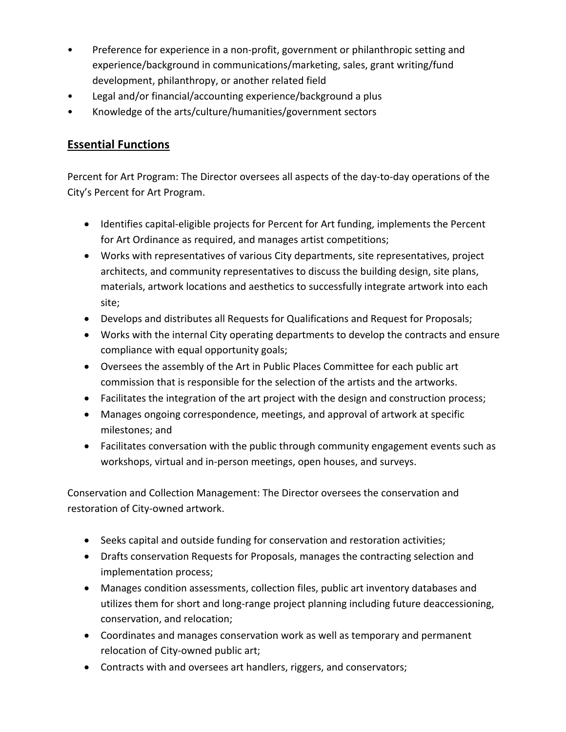- Preference for experience in a non-profit, government or philanthropic setting and experience/background in communications/marketing, sales, grant writing/fund development, philanthropy, or another related field
- Legal and/or financial/accounting experience/background a plus
- Knowledge of the arts/culture/humanities/government sectors

## Essential Functions

Percent for Art Program: The Director oversees all aspects of the day-to-day operations of the City's Percent for Art Program.

- Identifies capital-eligible projects for Percent for Art funding, implements the Percent for Art Ordinance as required, and manages artist competitions;
- Works with representatives of various City departments, site representatives, project architects, and community representatives to discuss the building design, site plans, materials, artwork locations and aesthetics to successfully integrate artwork into each site;
- Develops and distributes all Requests for Qualifications and Request for Proposals;
- Works with the internal City operating departments to develop the contracts and ensure compliance with equal opportunity goals;
- Oversees the assembly of the Art in Public Places Committee for each public art commission that is responsible for the selection of the artists and the artworks.
- Facilitates the integration of the art project with the design and construction process;
- Manages ongoing correspondence, meetings, and approval of artwork at specific milestones; and
- Facilitates conversation with the public through community engagement events such as workshops, virtual and in-person meetings, open houses, and surveys.

Conservation and Collection Management: The Director oversees the conservation and restoration of City-owned artwork.

- Seeks capital and outside funding for conservation and restoration activities;
- Drafts conservation Requests for Proposals, manages the contracting selection and implementation process;
- Manages condition assessments, collection files, public art inventory databases and utilizes them for short and long-range project planning including future deaccessioning, conservation, and relocation;
- Coordinates and manages conservation work as well as temporary and permanent relocation of City-owned public art;
- Contracts with and oversees art handlers, riggers, and conservators;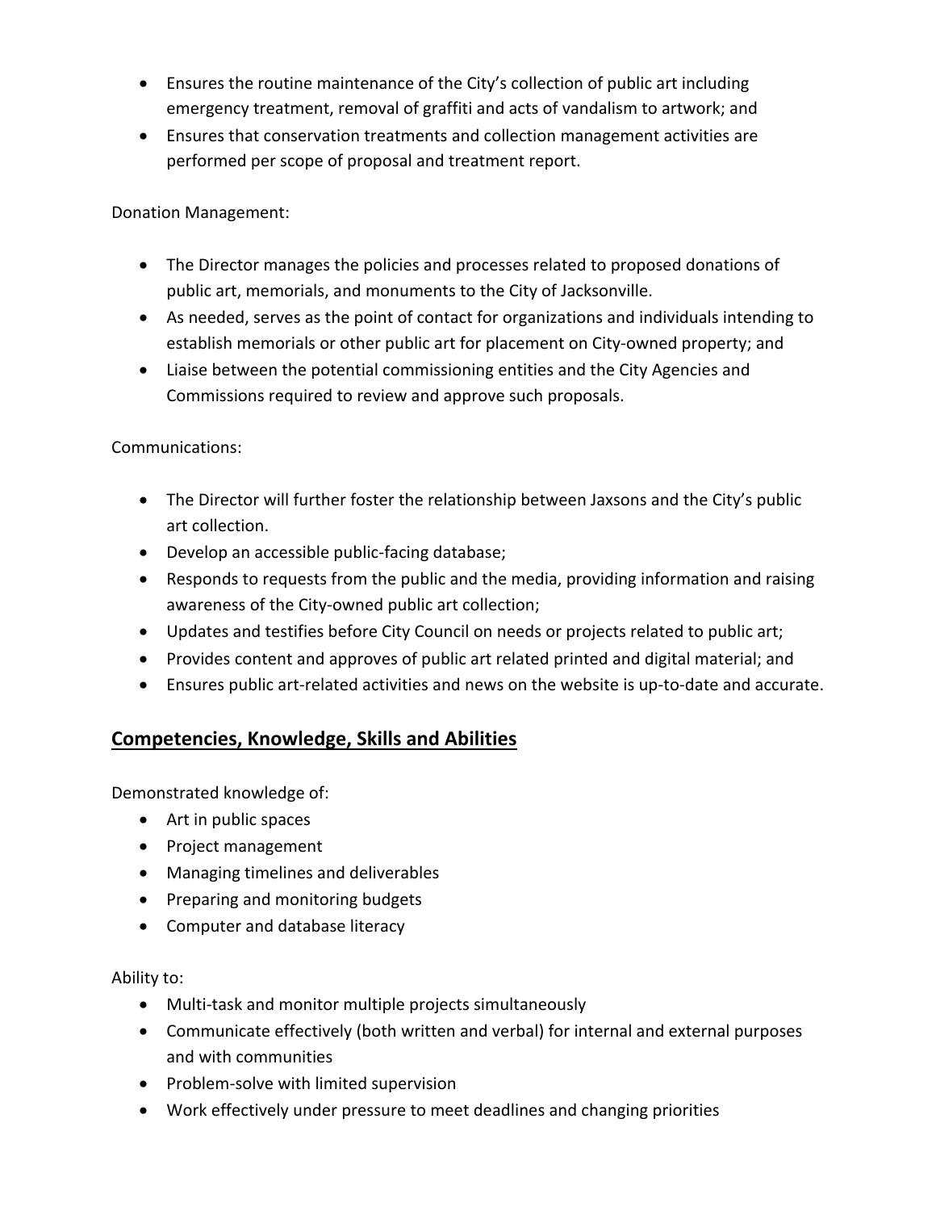- Ensures the routine maintenance of the City's collection of public art including emergency treatment, removal of graffiti and acts of vandalism to artwork; and
- Ensures that conservation treatments and collection management activities are performed per scope of proposal and treatment report.

Donation Management:

- The Director manages the policies and processes related to proposed donations of public art, memorials, and monuments to the City of Jacksonville.
- As needed, serves as the point of contact for organizations and individuals intending to establish memorials or other public art for placement on City-owned property; and
- Liaise between the potential commissioning entities and the City Agencies and Commissions required to review and approve such proposals.

Communications:

- The Director will further foster the relationship between Jaxsons and the City's public art collection.
- Develop an accessible public-facing database;
- Responds to requests from the public and the media, providing information and raising awareness of the City-owned public art collection;
- Updates and testifies before City Council on needs or projects related to public art;
- Provides content and approves of public art related printed and digital material; and
- Ensures public art-related activities and news on the website is up-to-date and accurate.

## Competencies, Knowledge, Skills and Abilities

Demonstrated knowledge of:

- Art in public spaces
- Project management
- Managing timelines and deliverables
- Preparing and monitoring budgets
- Computer and database literacy

Ability to:

- Multi-task and monitor multiple projects simultaneously
- Communicate effectively (both written and verbal) for internal and external purposes and with communities
- Problem-solve with limited supervision
- Work effectively under pressure to meet deadlines and changing priorities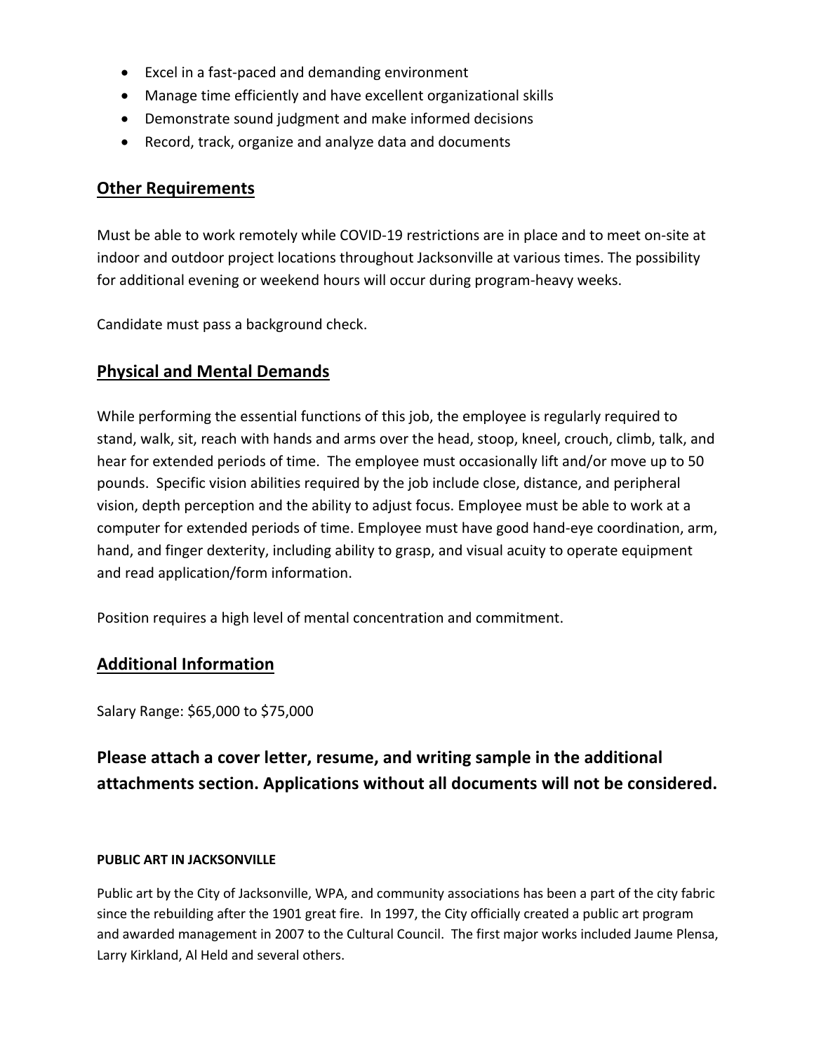- Excel in a fast-paced and demanding environment
- Manage time efficiently and have excellent organizational skills
- Demonstrate sound judgment and make informed decisions
- Record, track, organize and analyze data and documents

## Other Requirements

Must be able to work remotely while COVID-19 restrictions are in place and to meet on-site at indoor and outdoor project locations throughout Jacksonville at various times. The possibility for additional evening or weekend hours will occur during program-heavy weeks.

Candidate must pass a background check.

## Physical and Mental Demands

While performing the essential functions of this job, the employee is regularly required to stand, walk, sit, reach with hands and arms over the head, stoop, kneel, crouch, climb, talk, and hear for extended periods of time. The employee must occasionally lift and/or move up to 50 pounds. Specific vision abilities required by the job include close, distance, and peripheral vision, depth perception and the ability to adjust focus. Employee must be able to work at a computer for extended periods of time. Employee must have good hand-eye coordination, arm, hand, and finger dexterity, including ability to grasp, and visual acuity to operate equipment and read application/form information.

Position requires a high level of mental concentration and commitment.

## Additional Information

Salary Range: $65,000 to $75,000

### Please attach a cover letter, resume, and writing sample in the additional attachments section. Applications without all documents will not be considered.

#### PUBLIC ART IN JACKSONVILLE

Public art by the City of Jacksonville, WPA, and community associations has been a part of the city fabric since the rebuilding after the 1901 great fire. In 1997, the City officially created a public art program and awarded management in 2007 to the Cultural Council. The first major works included Jaume Plensa, Larry Kirkland, Al Held and several others.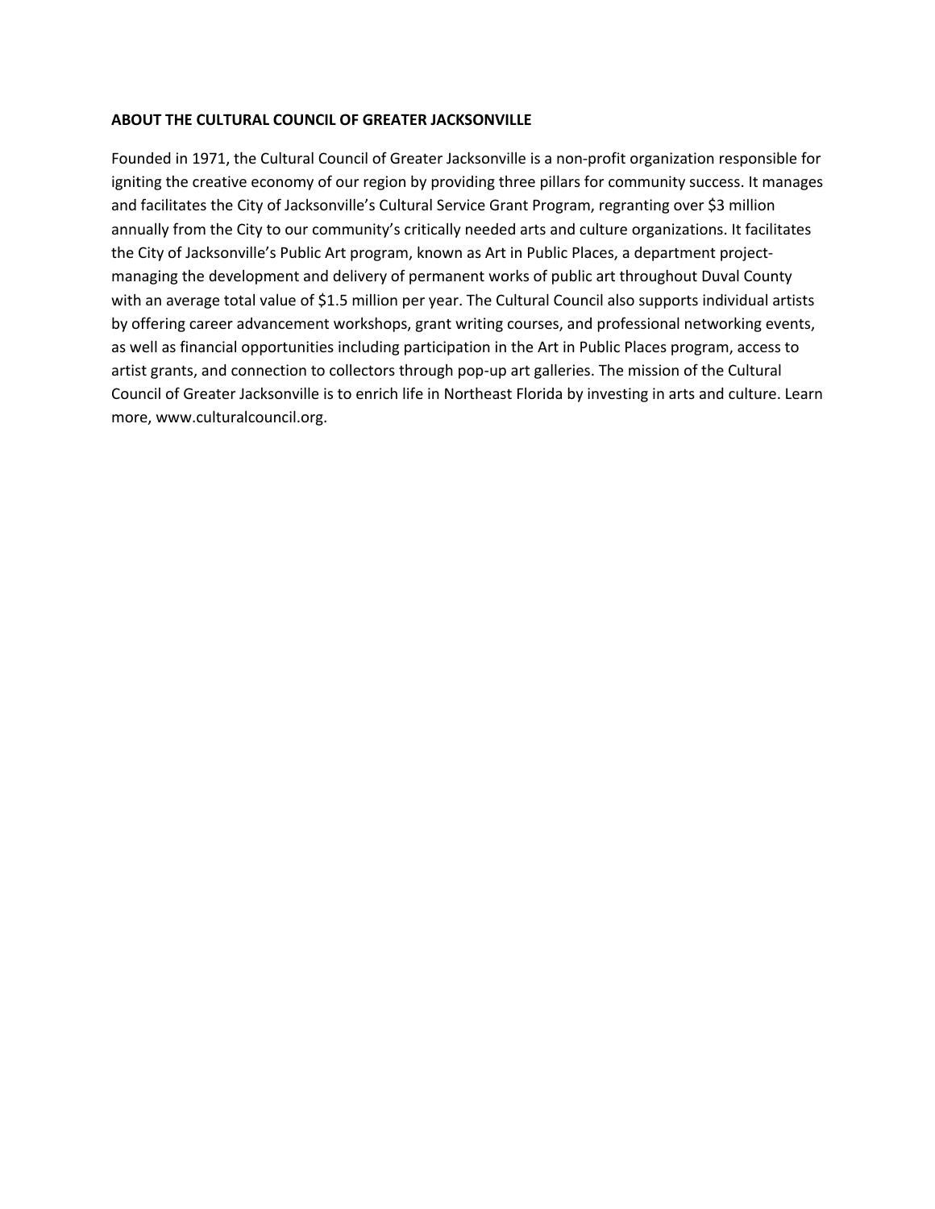**ABOUT THE CULTURAL COUNCIL OF GREATER JACKSONVILLE**

Founded in 1971, the Cultural Council of Greater Jacksonville is a non-profit organization responsible for igniting the creative economy of our region by providing three pillars for community success. It manages and facilitates the City of Jacksonville's Cultural Service Grant Program, regranting over $3 million annually from the City to our community's critically needed arts and culture organizations. It facilitates the City of Jacksonville's Public Art program, known as Art in Public Places, a department project-managing the development and delivery of permanent works of public art throughout Duval County with an average total value of $1.5 million per year. The Cultural Council also supports individual artists by offering career advancement workshops, grant writing courses, and professional networking events, as well as financial opportunities including participation in the Art in Public Places program, access to artist grants, and connection to collectors through pop-up art galleries. The mission of the Cultural Council of Greater Jacksonville is to enrich life in Northeast Florida by investing in arts and culture. Learn more, www.culturalcouncil.org.